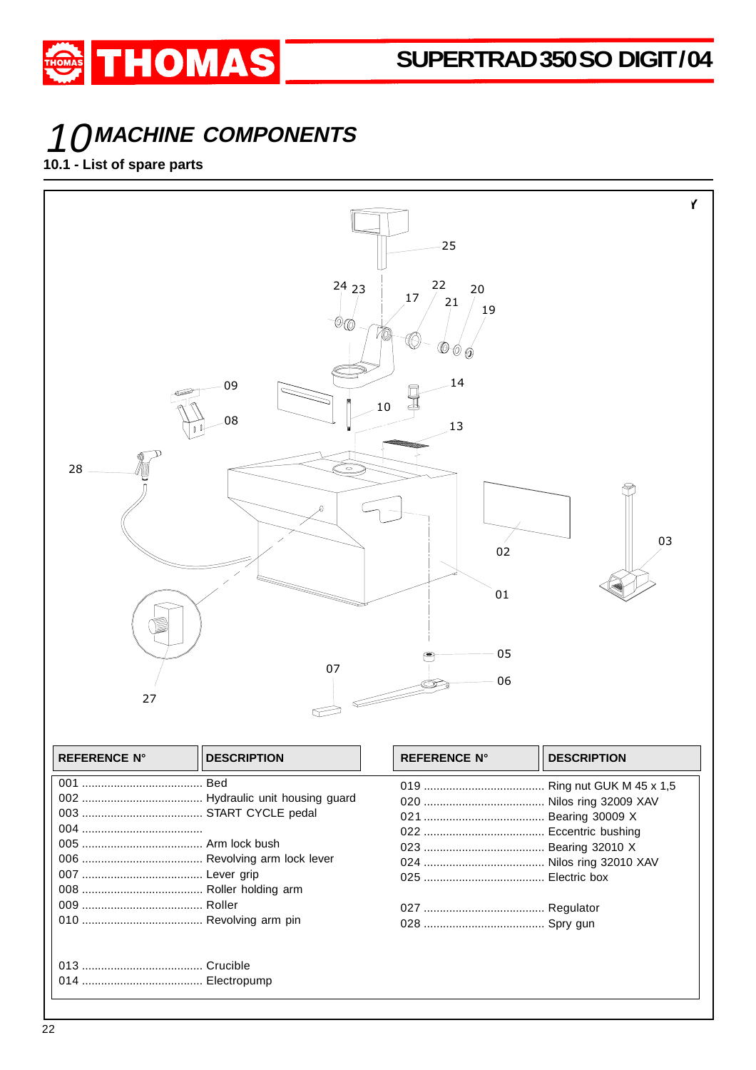# 10 MACHINE COMPONENTS

## 10.1 - List of spare parts

| REFERENCE N° | DESCRIPTION | REFERENCE N° | DESCRIPTION |
|---|---|---|---|
| 001 | Bed | 019 | Ring nut GUK M 45 x 1,5 |
| 002 | Hydraulic unit housing guard | 020 | Nilos ring 32009 XAV |
| 003 | START CYCLE pedal | 021 | Bearing 30009 X |
| 004 | | 022 | Eccentric bushing |
| 005 | Arm lock bush | 023 | Bearing 32010 X |
| 006 | Revolving arm lock lever | 024 | Nilos ring 32010 XAV |
| 007 | Lever grip | 025 | Electric box |
| 008 | Roller holding arm | | |
| 009 | Roller | 027 | Regulator |
| 010 | Revolving arm pin | 028 | Spry gun |
| 013 | Crucible | | |
| 014 | Electropump | | |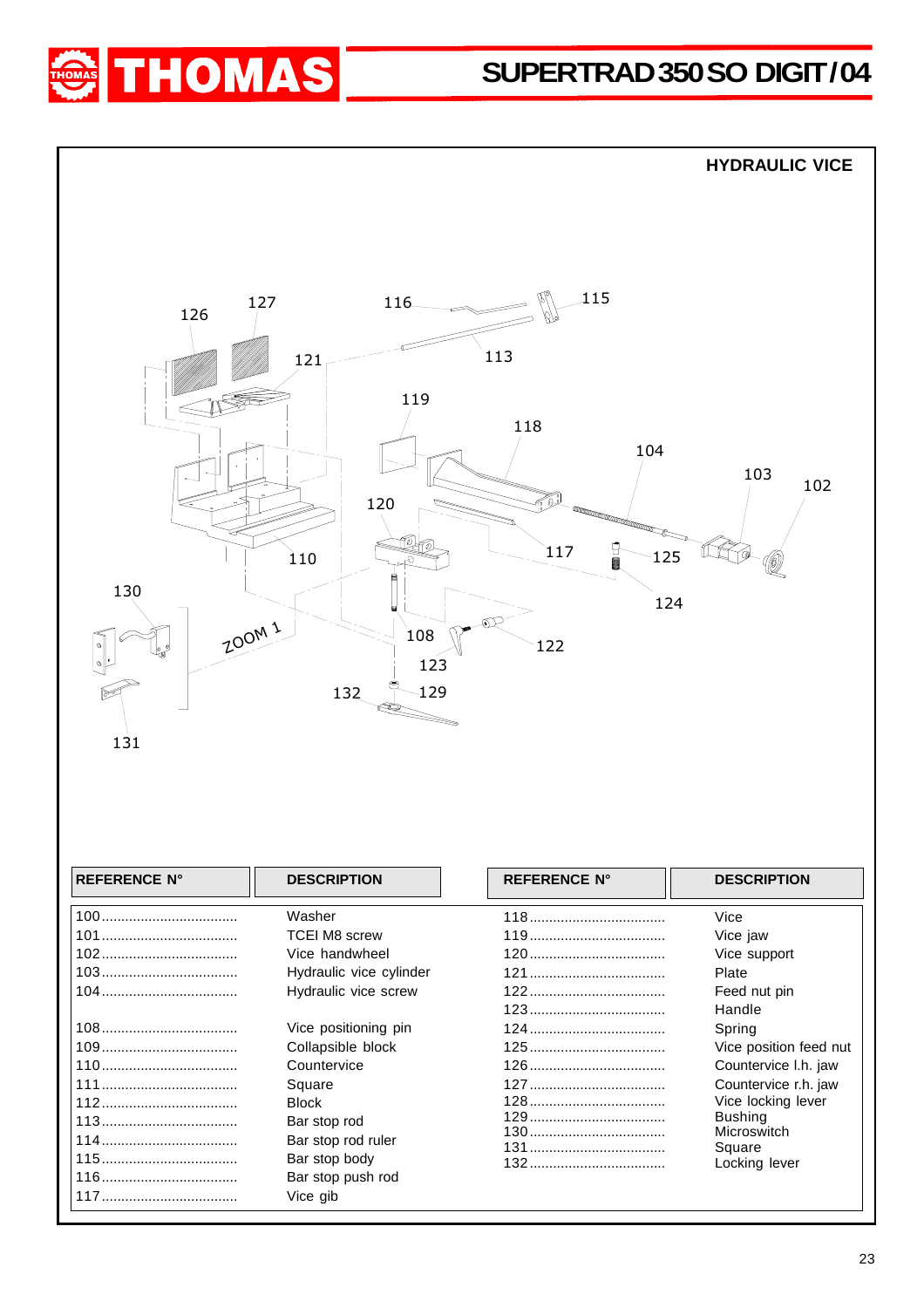## HYDRAULIC VICE

| REFERENCE N° | DESCRIPTION | REFERENCE N° | DESCRIPTION |
|---|---|---|---|
| 100 | Washer | 118 | Vice |
| 101 | TCEI M8 screw | 119 | Vice jaw |
| 102 | Vice handwheel | 120 | Vice support |
| 103 | Hydraulic vice cylinder | 121 | Plate |
| 104 | Hydraulic vice screw | 122 | Feed nut pin |
| | | 123 | Handle |
| 108 | Vice positioning pin | 124 | Spring |
| 109 | Collapsible block | 125 | Vice position feed nut |
| 110 | Countervice | 126 | Countervice l.h. jaw |
| 111 | Square | 127 | Countervice r.h. jaw |
| 112 | Block | 128 | Vice locking lever |
| 113 | Bar stop rod | 129 | Bushing |
| 114 | Bar stop rod ruler | 130 | Microswitch |
| 115 | Bar stop body | 131 | Square |
| 116 | Bar stop push rod | 132 | Locking lever |
| 117 | Vice gib | | |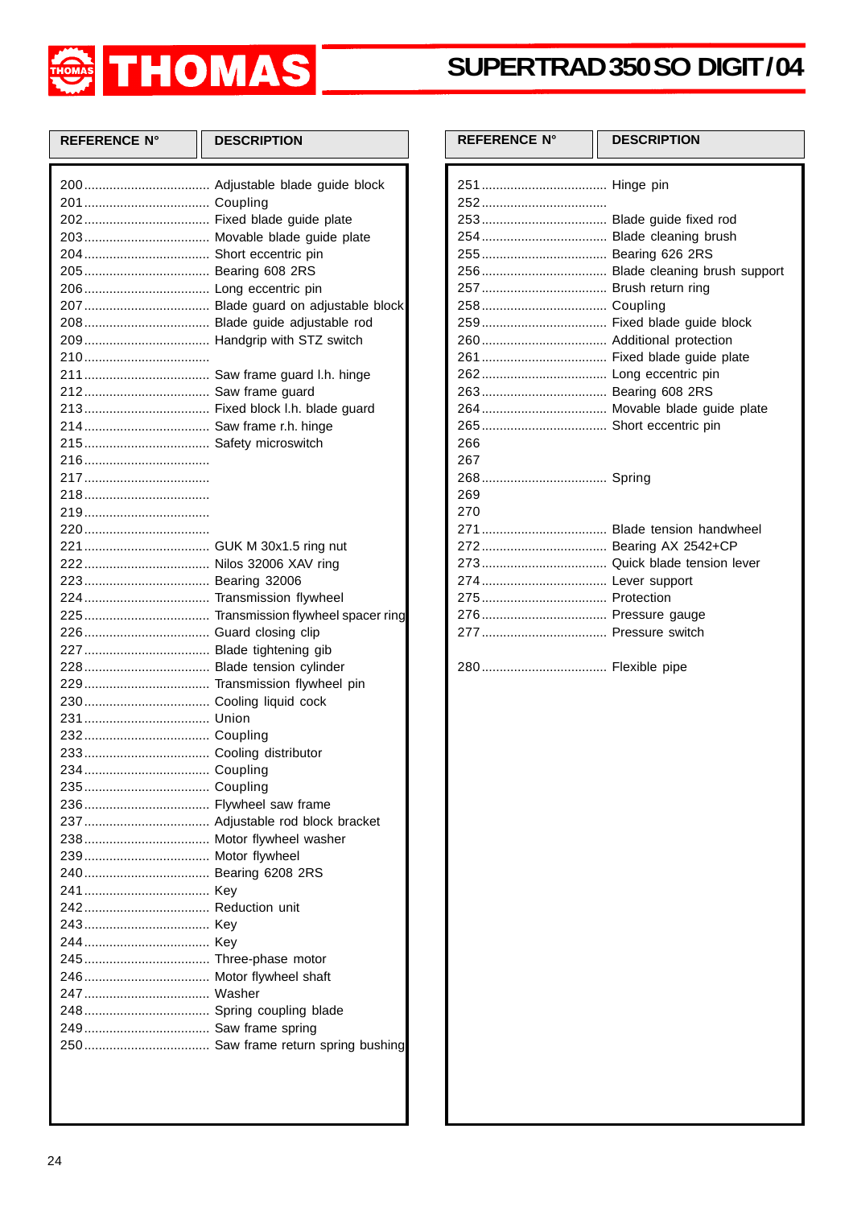# SUPERTRAD 350 SO DIGIT/04

| REFERENCE N° | DESCRIPTION |
|---|---|
| 200 | Adjustable blade guide block |
| 201 | Coupling |
| 202 | Fixed blade guide plate |
| 203 | Movable blade guide plate |
| 204 | Short eccentric pin |
| 205 | Bearing 608 2RS |
| 206 | Long eccentric pin |
| 207 | Blade guard on adjustable block |
| 208 | Blade guide adjustable rod |
| 209 | Handgrip with STZ switch |
| 210 | |
| 211 | Saw frame guard l.h. hinge |
| 212 | Saw frame guard |
| 213 | Fixed block l.h. blade guard |
| 214 | Saw frame r.h. hinge |
| 215 | Safety microswitch |
| 216 | |
| 217 | |
| 218 | |
| 219 | |
| 220 | |
| 221 | GUK M 30x1.5 ring nut |
| 222 | Nilos 32006 XAV ring |
| 223 | Bearing 32006 |
| 224 | Transmission flywheel |
| 225 | Transmission flywheel spacer ring |
| 226 | Guard closing clip |
| 227 | Blade tightening gib |
| 228 | Blade tension cylinder |
| 229 | Transmission flywheel pin |
| 230 | Cooling liquid cock |
| 231 | Union |
| 232 | Coupling |
| 233 | Cooling distributor |
| 234 | Coupling |
| 235 | Coupling |
| 236 | Flywheel saw frame |
| 237 | Adjustable rod block bracket |
| 238 | Motor flywheel washer |
| 239 | Motor flywheel |
| 240 | Bearing 6208 2RS |
| 241 | Key |
| 242 | Reduction unit |
| 243 | Key |
| 244 | Key |
| 245 | Three-phase motor |
| 246 | Motor flywheel shaft |
| 247 | Washer |
| 248 | Spring coupling blade |
| 249 | Saw frame spring |
| 250 | Saw frame return spring bushing |

| REFERENCE N° | DESCRIPTION |
|---|---|
| 251 | Hinge pin |
| 252 | |
| 253 | Blade guide fixed rod |
| 254 | Blade cleaning brush |
| 255 | Bearing 626 2RS |
| 256 | Blade cleaning brush support |
| 257 | Brush return ring |
| 258 | Coupling |
| 259 | Fixed blade guide block |
| 260 | Additional protection |
| 261 | Fixed blade guide plate |
| 262 | Long eccentric pin |
| 263 | Bearing 608 2RS |
| 264 | Movable blade guide plate |
| 265 | Short eccentric pin |
| 266 | |
| 267 | |
| 268 | Spring |
| 269 | |
| 270 | |
| 271 | Blade tension handwheel |
| 272 | Bearing AX 2542+CP |
| 273 | Quick blade tension lever |
| 274 | Lever support |
| 275 | Protection |
| 276 | Pressure gauge |
| 277 | Pressure switch |
| 280 | Flexible pipe |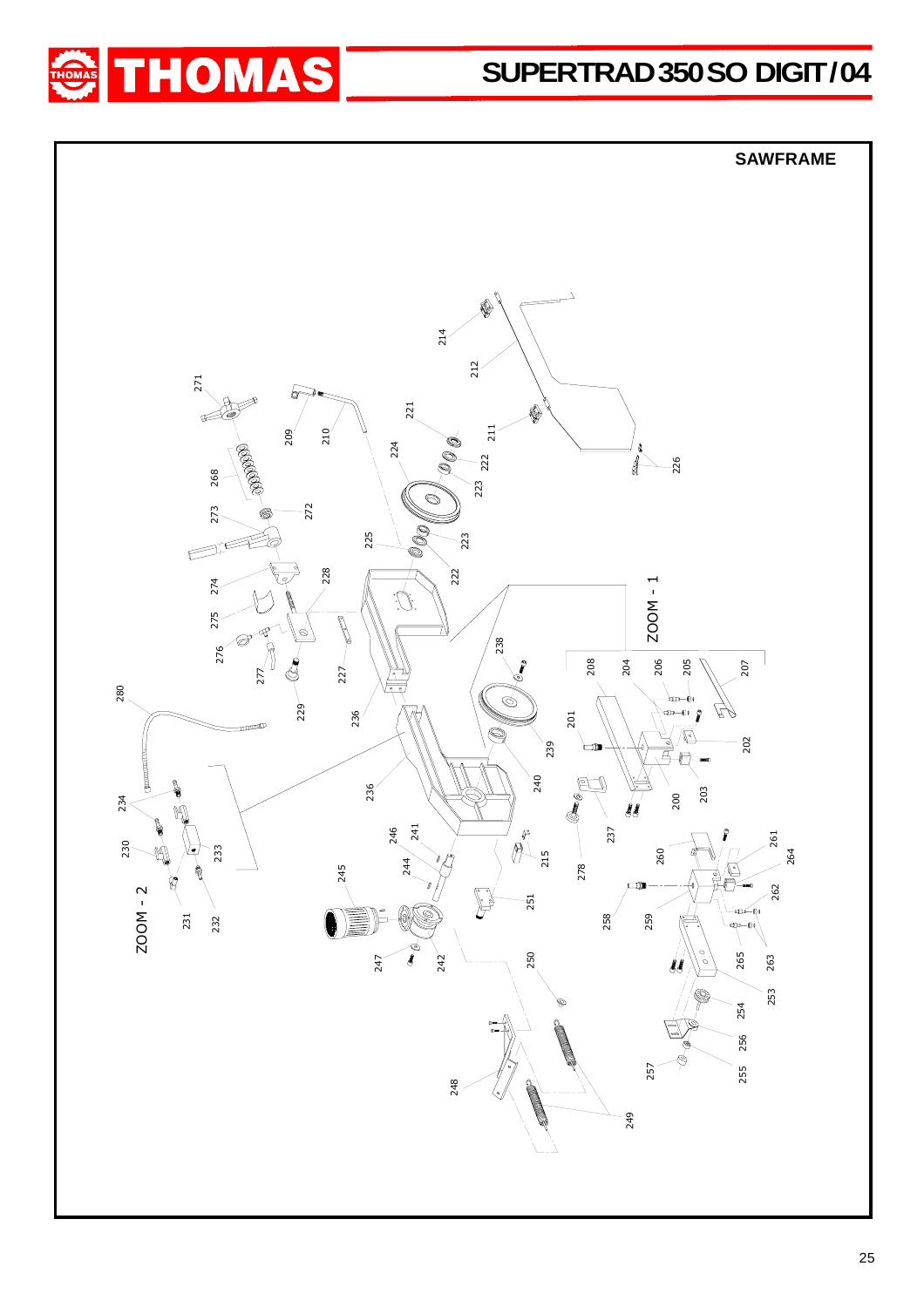## SAWFRAME

271 209 210 221 224 214 212 211 226 268 273 272 222 223 225 223 222 274 228 275 276 277 227 229 236 280 238 ZOOM - 1 208 204 206 205 207 201 202 239 240 200 203 236 237 234 230 233 246 241 215 278 260 261 264 ZOOM - 2 231 232 244 245 251 258 259 262 263 265 247 242 250 253 254 256 255 257 248 249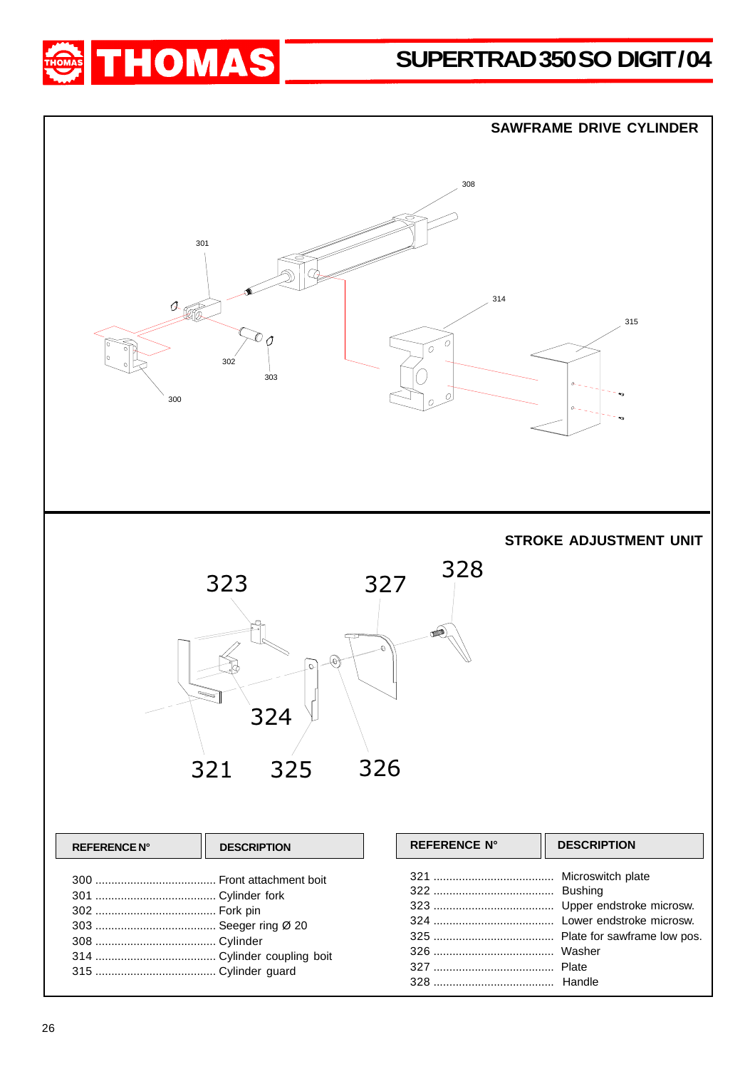## SAWFRAME DRIVE CYLINDER

## STROKE ADJUSTMENT UNIT

| REFERENCE N° | DESCRIPTION |
|---|---|
| 300 | Front attachment boit |
| 301 | Cylinder fork |
| 302 | Fork pin |
| 303 | Seeger ring Ø 20 |
| 308 | Cylinder |
| 314 | Cylinder coupling boit |
| 315 | Cylinder guard |

| REFERENCE N° | DESCRIPTION |
|---|---|
| 321 | Microswitch plate |
| 322 | Bushing |
| 323 | Upper endstroke microsw. |
| 324 | Lower endstroke microsw. |
| 325 | Plate for sawframe low pos. |
| 326 | Washer |
| 327 | Plate |
| 328 | Handle |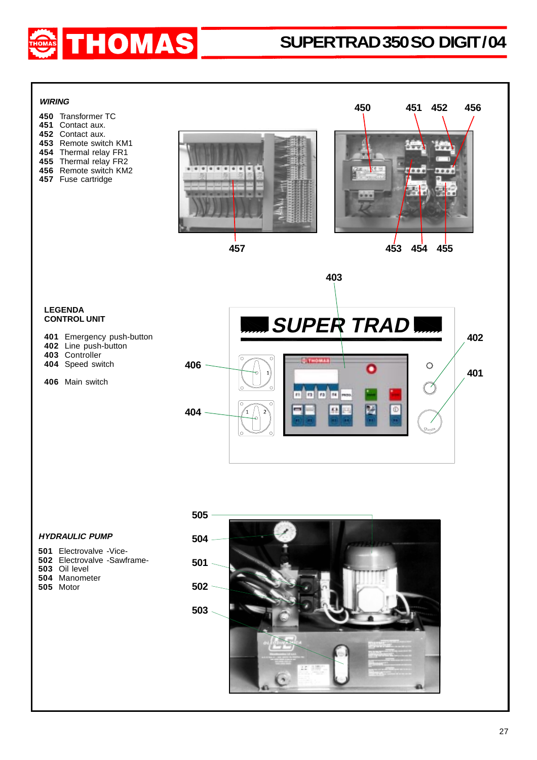# SUPERTRAD 350 SO DIGIT / 04

### *WIRING*

**450** Transformer TC
**451** Contact aux.
**452** Contact aux.
**453** Remote switch KM1
**454** Thermal relay FR1
**455** Thermal relay FR2
**456** Remote switch KM2
**457** Fuse cartridge

450 451 452 456

457 453 454 455

### LEGENDA CONTROL UNIT

**401** Emergency push-button
**402** Line push-button
**403** Controller
**404** Speed switch

**406** Main switch

403

SUPER TRAD

406 402 401 404

### *HYDRAULIC PUMP*

**501** Electrovalve -Vice-
**502** Electrovalve -Sawframe-
**503** Oil level
**504** Manometer
**505** Motor

505 504 501 502 503